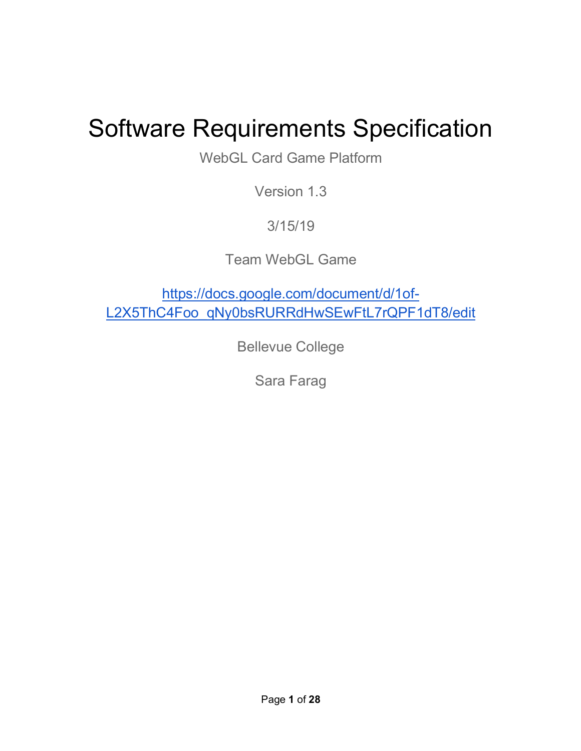# Software Requirements Specification

WebGL Card Game Platform

Version 1.3

3/15/19

Team WebGL Game

[https://docs.google.com/document/d/1of-L2X5ThC4Foo_qNy0bsRURRdHwSEwFtL7rQPF1dT8/edit](https://docs.google.com/document/d/1of-L2X5ThC4Foo_qNy0bsRURRdHwSEwFtL7rQPF1dT8/edit)

Bellevue College

Sara Farag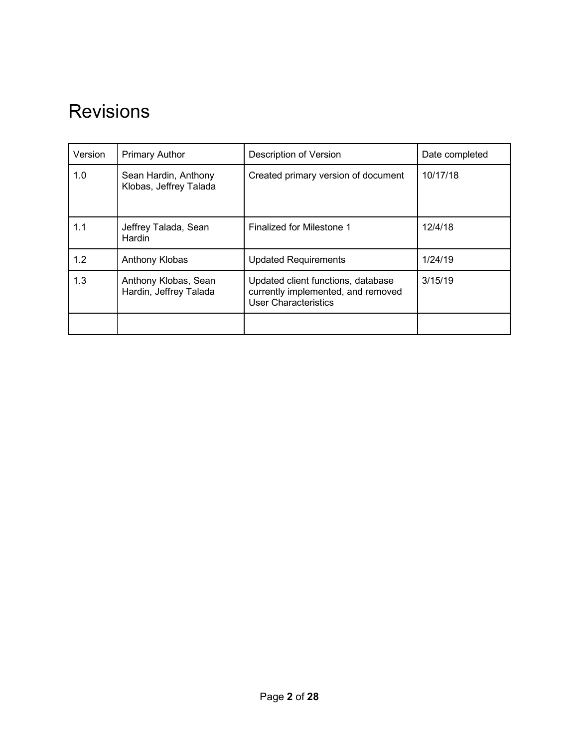# Revisions

| Version | Primary Author | Description of Version | Date completed |
|---|---|---|---|
| 1.0 | Sean Hardin, Anthony Klobas, Jeffrey Talada | Created primary version of document | 10/17/18 |
| 1.1 | Jeffrey Talada, Sean Hardin | Finalized for Milestone 1 | 12/4/18 |
| 1.2 | Anthony Klobas | Updated Requirements | 1/24/19 |
| 1.3 | Anthony Klobas, Sean Hardin, Jeffrey Talada | Updated client functions, database currently implemented, and removed User Characteristics | 3/15/19 |
| | | | |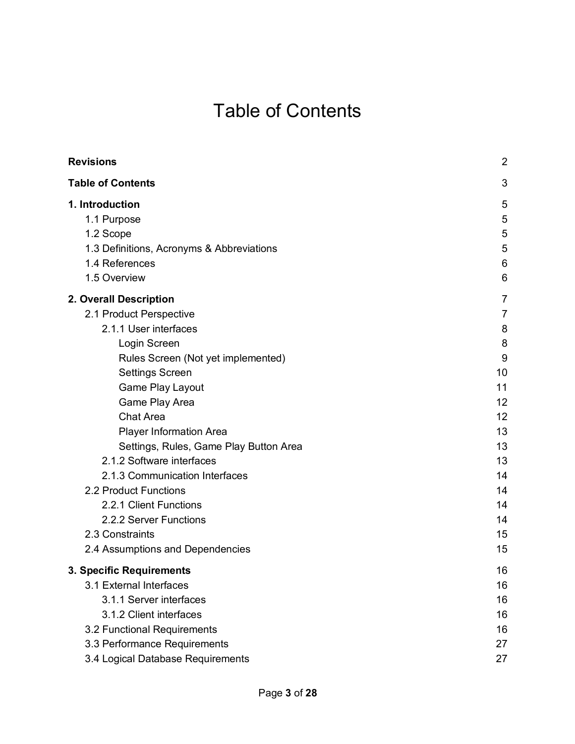# Table of Contents

| | |
|---|---|
| **Revisions** | 2 |
| **Table of Contents** | 3 |
| **1. Introduction** | 5 |
| 1.1 Purpose | 5 |
| 1.2 Scope | 5 |
| 1.3 Definitions, Acronyms & Abbreviations | 5 |
| 1.4 References | 6 |
| 1.5 Overview | 6 |
| **2. Overall Description** | 7 |
| 2.1 Product Perspective | 7 |
| 2.1.1 User interfaces | 8 |
| Login Screen | 8 |
| Rules Screen (Not yet implemented) | 9 |
| Settings Screen | 10 |
| Game Play Layout | 11 |
| Game Play Area | 12 |
| Chat Area | 12 |
| Player Information Area | 13 |
| Settings, Rules, Game Play Button Area | 13 |
| 2.1.2 Software interfaces | 13 |
| 2.1.3 Communication Interfaces | 14 |
| 2.2 Product Functions | 14 |
| 2.2.1 Client Functions | 14 |
| 2.2.2 Server Functions | 14 |
| 2.3 Constraints | 15 |
| 2.4 Assumptions and Dependencies | 15 |
| **3. Specific Requirements** | 16 |
| 3.1 External Interfaces | 16 |
| 3.1.1 Server interfaces | 16 |
| 3.1.2 Client interfaces | 16 |
| 3.2 Functional Requirements | 16 |
| 3.3 Performance Requirements | 27 |
| 3.4 Logical Database Requirements | 27 |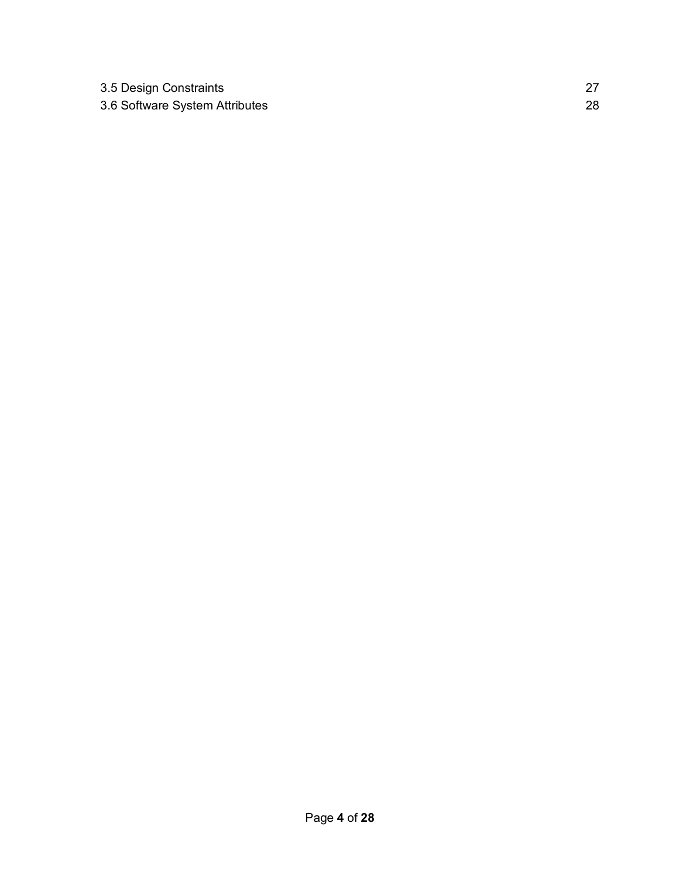3.5 Design Constraints 27
3.6 Software System Attributes 28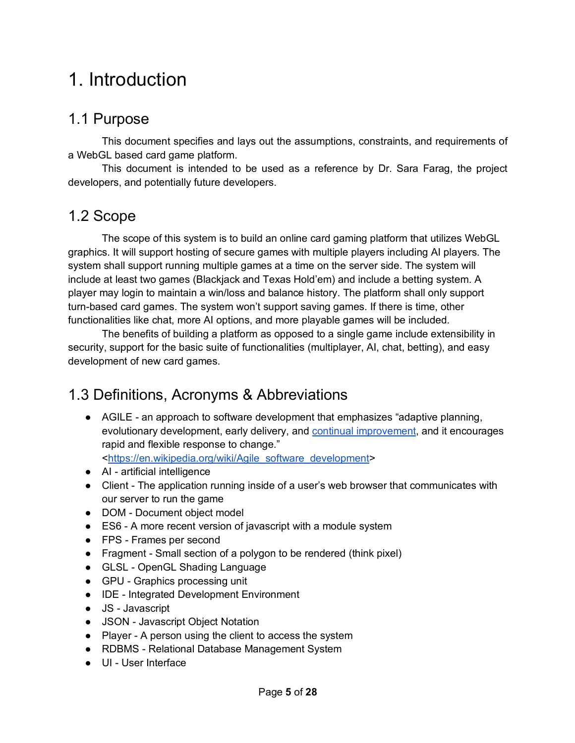# 1. Introduction

## 1.1 Purpose

This document specifies and lays out the assumptions, constraints, and requirements of a WebGL based card game platform.

This document is intended to be used as a reference by Dr. Sara Farag, the project developers, and potentially future developers.

## 1.2 Scope

The scope of this system is to build an online card gaming platform that utilizes WebGL graphics. It will support hosting of secure games with multiple players including AI players. The system shall support running multiple games at a time on the server side. The system will include at least two games (Blackjack and Texas Hold'em) and include a betting system. A player may login to maintain a win/loss and balance history. The platform shall only support turn-based card games. The system won't support saving games. If there is time, other functionalities like chat, more AI options, and more playable games will be included.

The benefits of building a platform as opposed to a single game include extensibility in security, support for the basic suite of functionalities (multiplayer, AI, chat, betting), and easy development of new card games.

## 1.3 Definitions, Acronyms & Abbreviations

- AGILE - an approach to software development that emphasizes "adaptive planning, evolutionary development, early delivery, and [continual improvement](continual improvement), and it encourages rapid and flexible response to change." <[https://en.wikipedia.org/wiki/Agile_software_development](https://en.wikipedia.org/wiki/Agile_software_development)>
- AI - artificial intelligence
- Client - The application running inside of a user's web browser that communicates with our server to run the game
- DOM - Document object model
- ES6 - A more recent version of javascript with a module system
- FPS - Frames per second
- Fragment - Small section of a polygon to be rendered (think pixel)
- GLSL - OpenGL Shading Language
- GPU - Graphics processing unit
- IDE - Integrated Development Environment
- JS - Javascript
- JSON - Javascript Object Notation
- Player - A person using the client to access the system
- RDBMS - Relational Database Management System
- UI - User Interface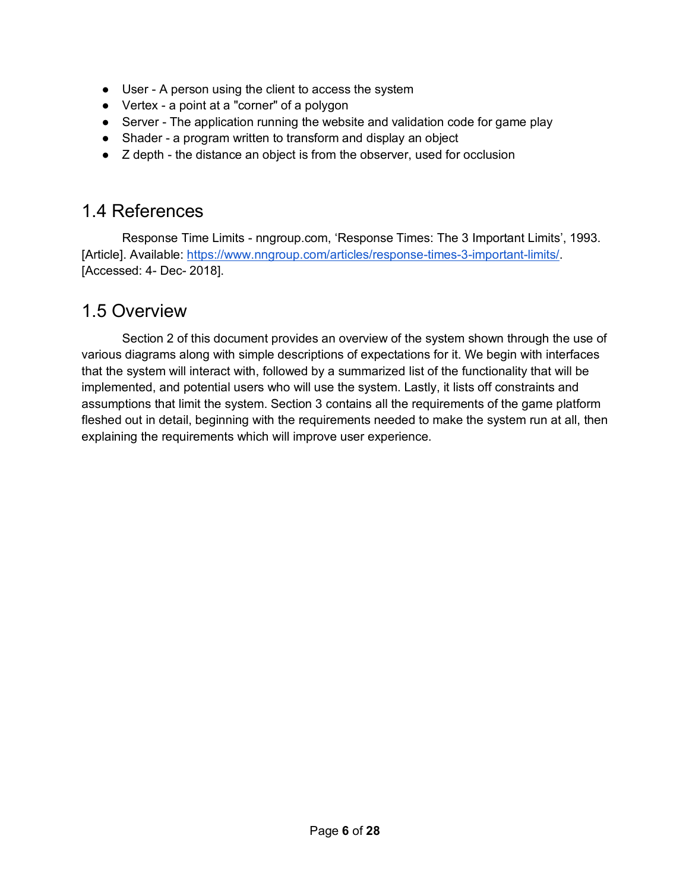- User - A person using the client to access the system
- Vertex - a point at a "corner" of a polygon
- Server - The application running the website and validation code for game play
- Shader - a program written to transform and display an object
- Z depth - the distance an object is from the observer, used for occlusion

## 1.4 References

Response Time Limits - nngroup.com, 'Response Times: The 3 Important Limits', 1993. [Article]. Available: [https://www.nngroup.com/articles/response-times-3-important-limits/](https://www.nngroup.com/articles/response-times-3-important-limits/). [Accessed: 4- Dec- 2018].

## 1.5 Overview

Section 2 of this document provides an overview of the system shown through the use of various diagrams along with simple descriptions of expectations for it. We begin with interfaces that the system will interact with, followed by a summarized list of the functionality that will be implemented, and potential users who will use the system. Lastly, it lists off constraints and assumptions that limit the system. Section 3 contains all the requirements of the game platform fleshed out in detail, beginning with the requirements needed to make the system run at all, then explaining the requirements which will improve user experience.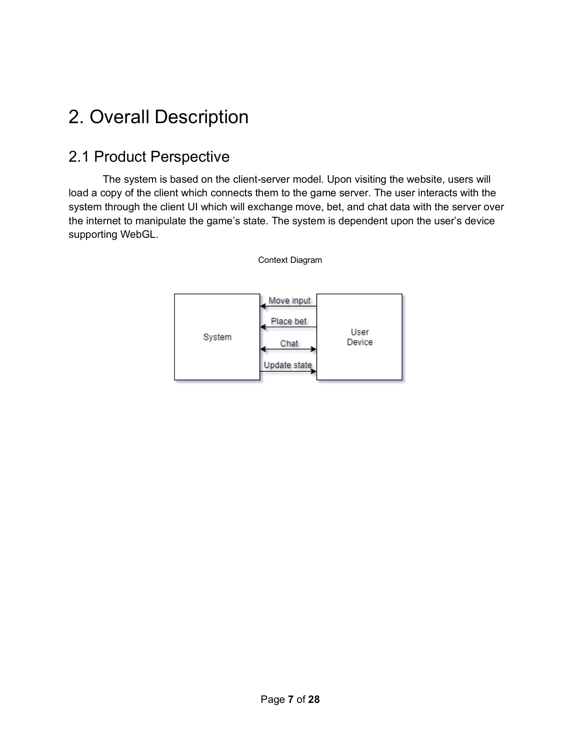# 2. Overall Description

## 2.1 Product Perspective

The system is based on the client-server model. Upon visiting the website, users will load a copy of the client which connects them to the game server. The user interacts with the system through the client UI which will exchange move, bet, and chat data with the server over the internet to manipulate the game's state. The system is dependent upon the user's device supporting WebGL.

Context Diagram

System

Move input

Place bet

Chat

Update state

User Device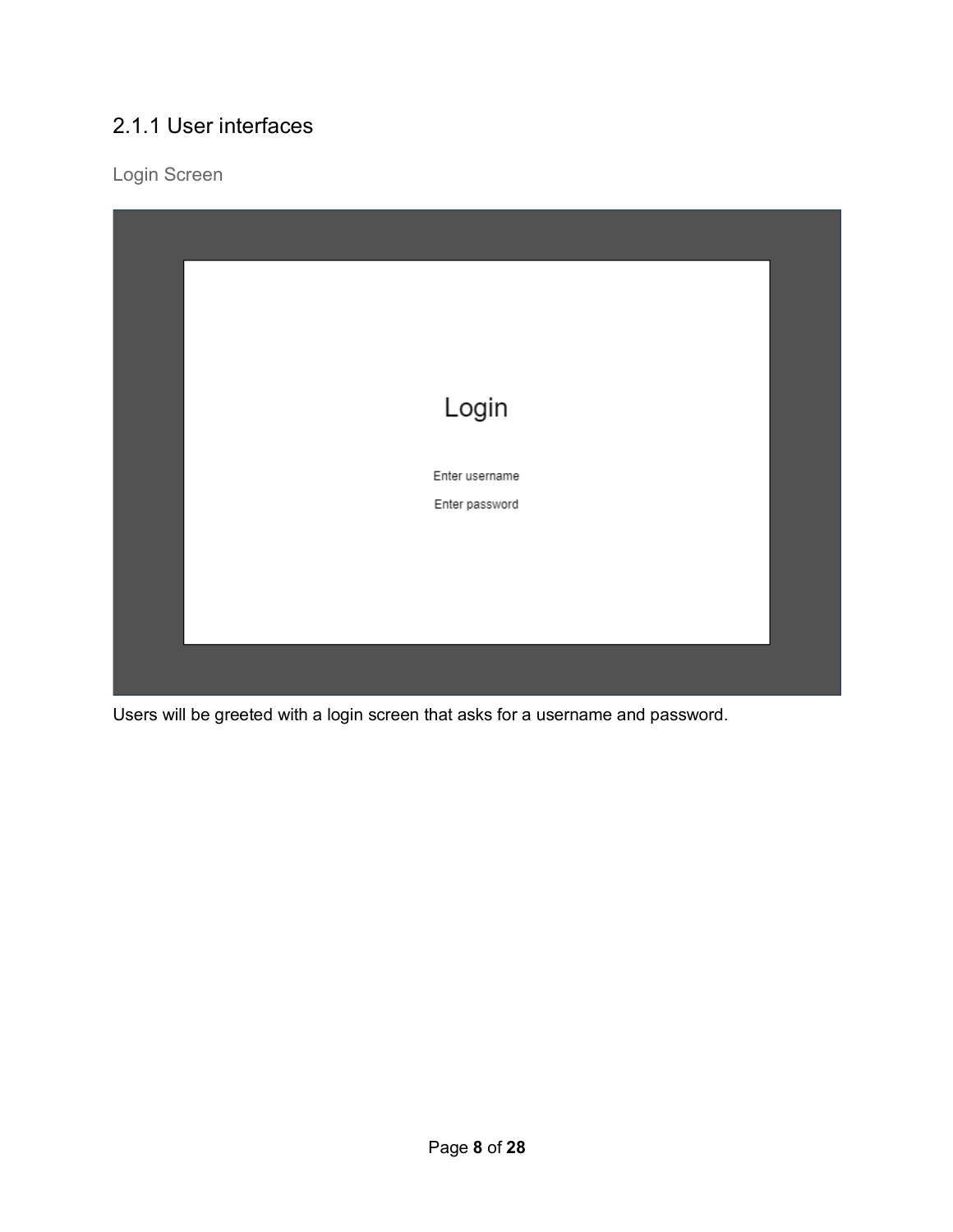### 2.1.1 User interfaces

Login Screen

Login

Enter username

Enter password

Users will be greeted with a login screen that asks for a username and password.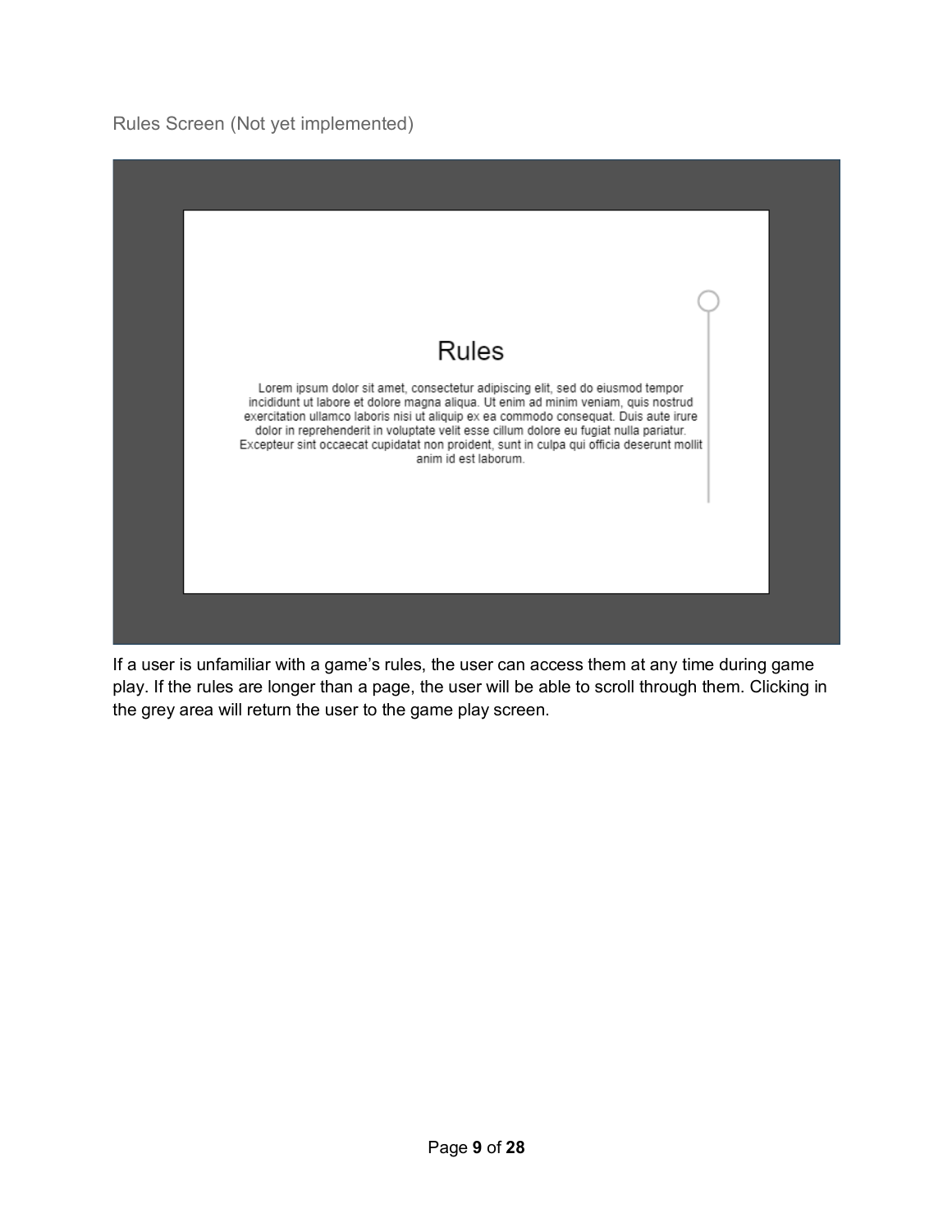### Rules Screen (Not yet implemented)

Rules

Lorem ipsum dolor sit amet, consectetur adipiscing elit, sed do eiusmod tempor incididunt ut labore et dolore magna aliqua. Ut enim ad minim veniam, quis nostrud exercitation ullamco laboris nisi ut aliquip ex ea commodo consequat. Duis aute irure dolor in reprehenderit in voluptate velit esse cillum dolore eu fugiat nulla pariatur. Excepteur sint occaecat cupidatat non proident, sunt in culpa qui officia deserunt mollit anim id est laborum.

If a user is unfamiliar with a game's rules, the user can access them at any time during game play. If the rules are longer than a page, the user will be able to scroll through them. Clicking in the grey area will return the user to the game play screen.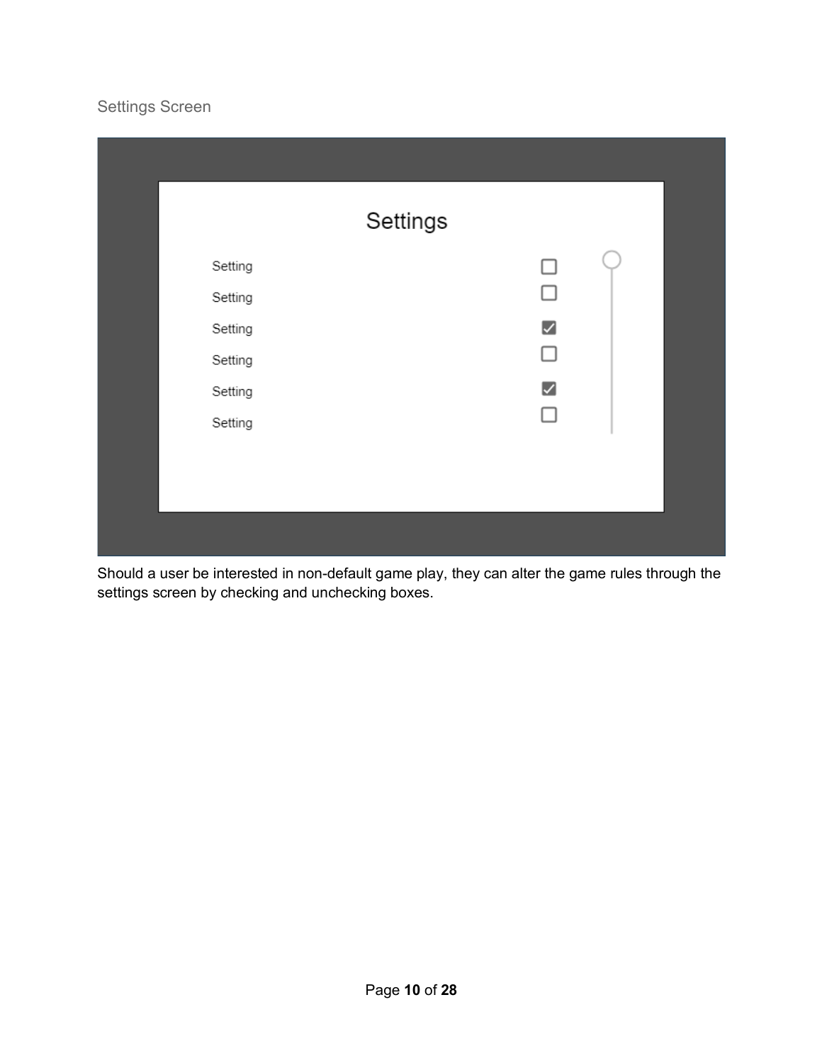## Settings Screen

Should a user be interested in non-default game play, they can alter the game rules through the settings screen by checking and unchecking boxes.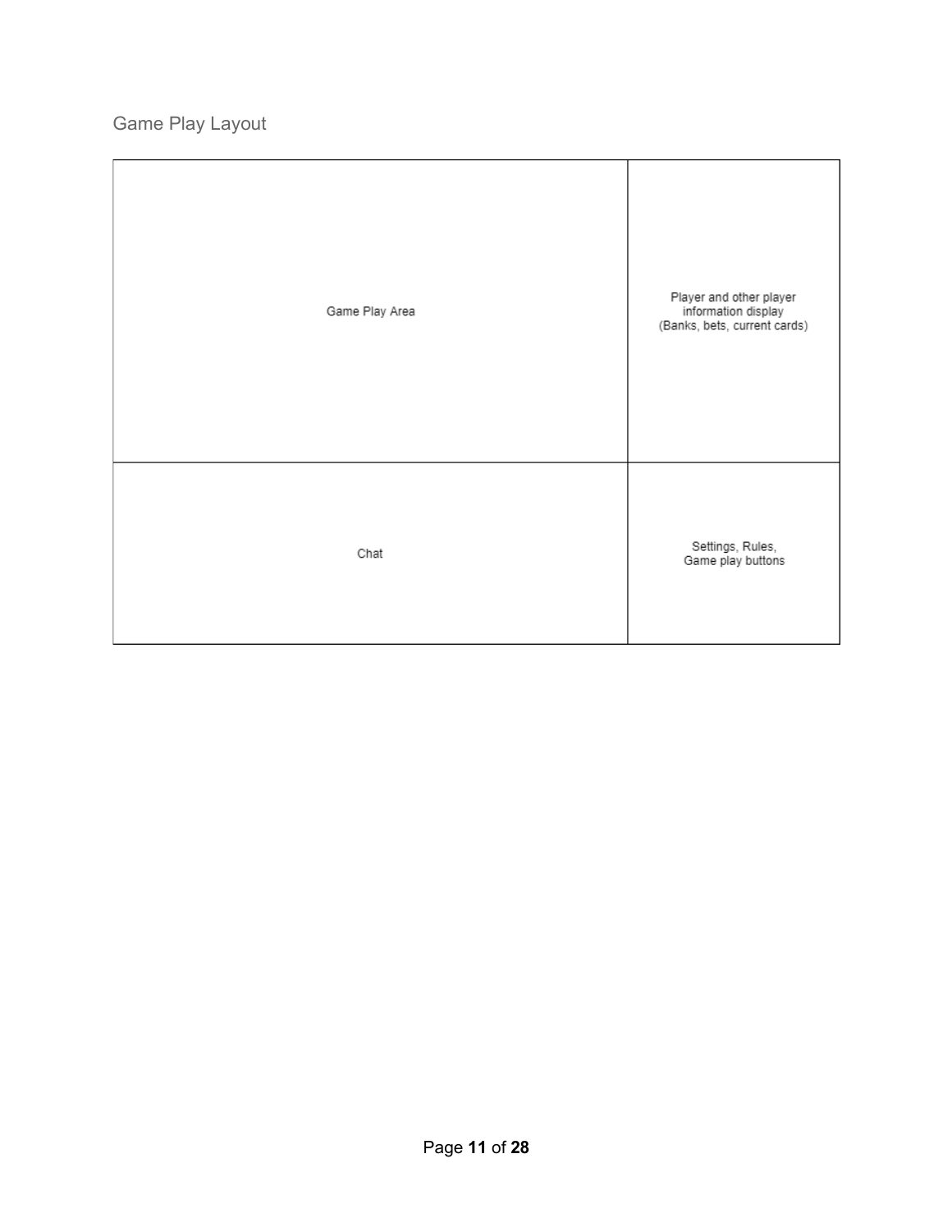## Game Play Layout

| Game Play Area | Player and other player information display (Banks, bets, current cards) |
| --- | --- |
| Chat | Settings, Rules, Game play buttons |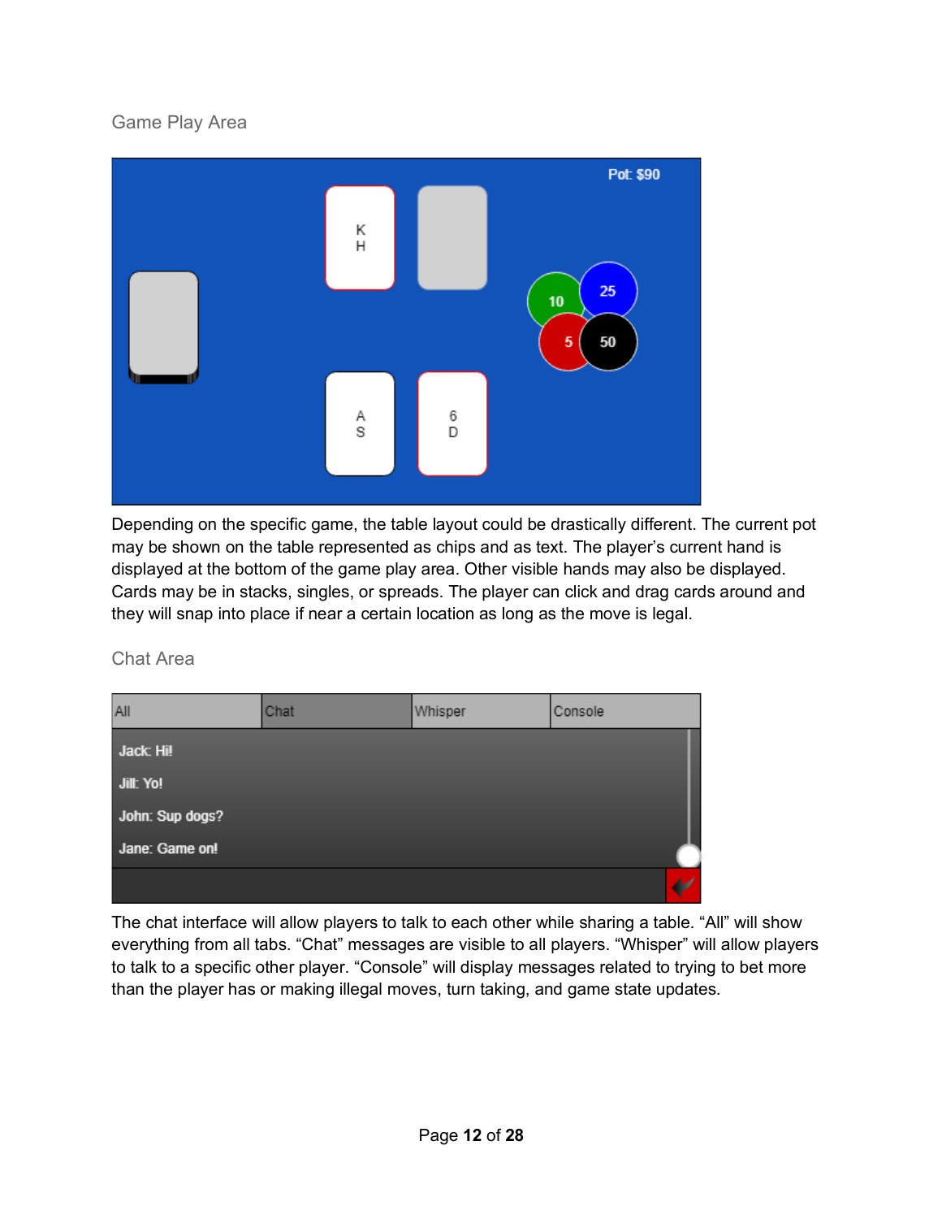## Game Play Area

Depending on the specific game, the table layout could be drastically different. The current pot may be shown on the table represented as chips and as text. The player's current hand is displayed at the bottom of the game play area. Other visible hands may also be displayed. Cards may be in stacks, singles, or spreads. The player can click and drag cards around and they will snap into place if near a certain location as long as the move is legal.

## Chat Area

The chat interface will allow players to talk to each other while sharing a table. “All” will show everything from all tabs. “Chat” messages are visible to all players. “Whisper” will allow players to talk to a specific other player. “Console” will display messages related to trying to bet more than the player has or making illegal moves, turn taking, and game state updates.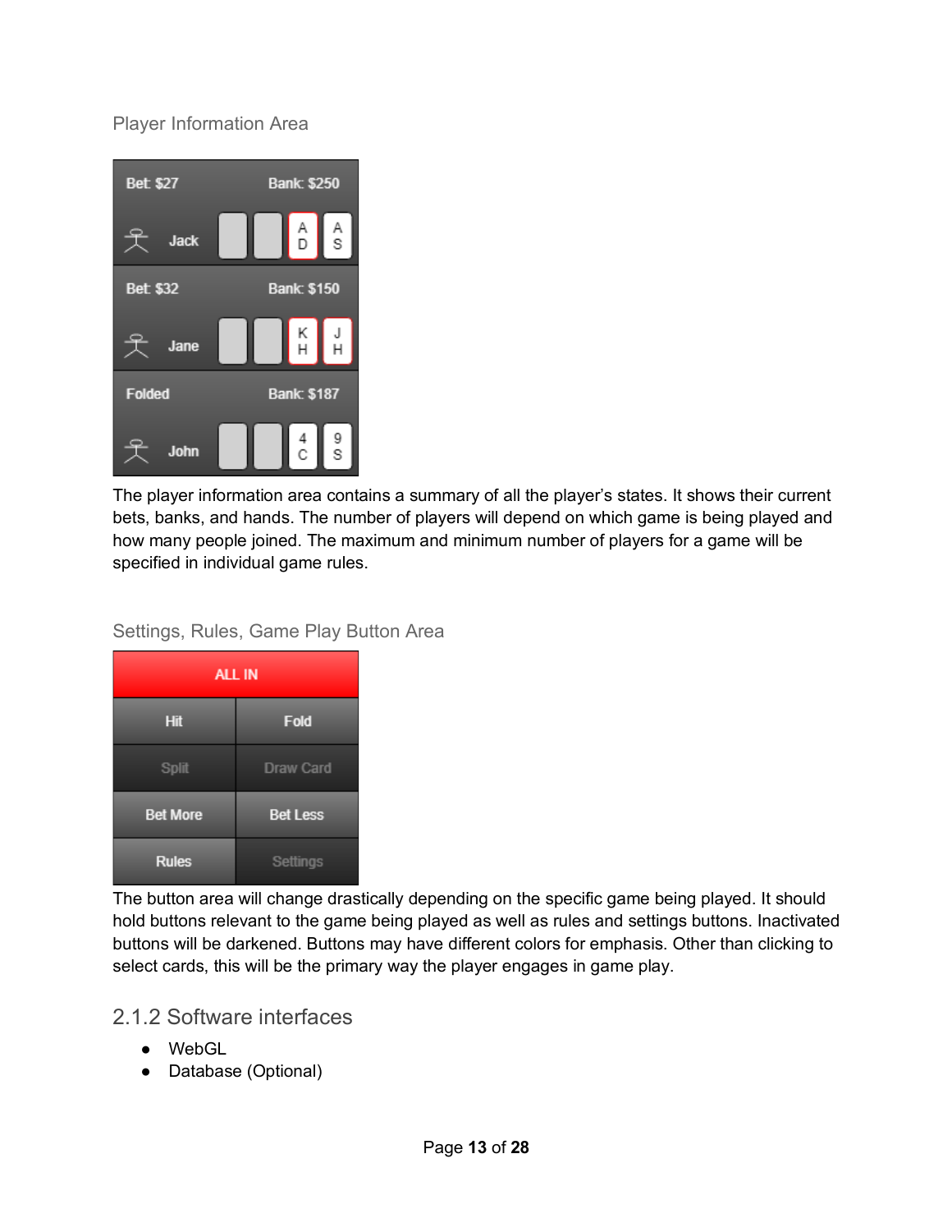### Player Information Area

The player information area contains a summary of all the player's states. It shows their current bets, banks, and hands. The number of players will depend on which game is being played and how many people joined. The maximum and minimum number of players for a game will be specified in individual game rules.

### Settings, Rules, Game Play Button Area

The button area will change drastically depending on the specific game being played. It should hold buttons relevant to the game being played as well as rules and settings buttons. Inactivated buttons will be darkened. Buttons may have different colors for emphasis. Other than clicking to select cards, this will be the primary way the player engages in game play.

## 2.1.2 Software interfaces

- WebGL
- Database (Optional)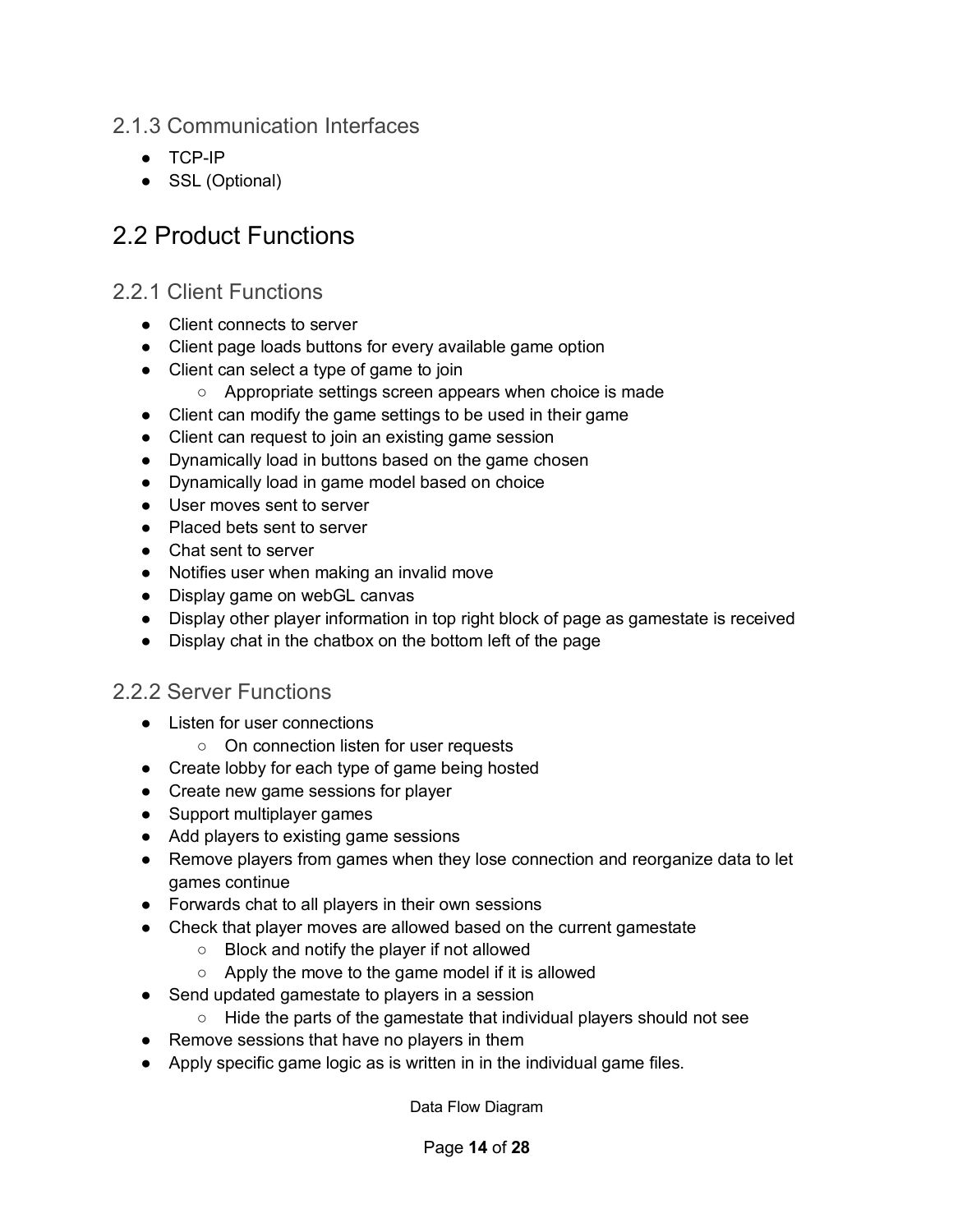### 2.1.3 Communication Interfaces

- TCP-IP
- SSL (Optional)

## 2.2 Product Functions

### 2.2.1 Client Functions

- Client connects to server
- Client page loads buttons for every available game option
- Client can select a type of game to join
  - Appropriate settings screen appears when choice is made
- Client can modify the game settings to be used in their game
- Client can request to join an existing game session
- Dynamically load in buttons based on the game chosen
- Dynamically load in game model based on choice
- User moves sent to server
- Placed bets sent to server
- Chat sent to server
- Notifies user when making an invalid move
- Display game on webGL canvas
- Display other player information in top right block of page as gamestate is received
- Display chat in the chatbox on the bottom left of the page

### 2.2.2 Server Functions

- Listen for user connections
  - On connection listen for user requests
- Create lobby for each type of game being hosted
- Create new game sessions for player
- Support multiplayer games
- Add players to existing game sessions
- Remove players from games when they lose connection and reorganize data to let games continue
- Forwards chat to all players in their own sessions
- Check that player moves are allowed based on the current gamestate
  - Block and notify the player if not allowed
  - Apply the move to the game model if it is allowed
- Send updated gamestate to players in a session
  - Hide the parts of the gamestate that individual players should not see
- Remove sessions that have no players in them
- Apply specific game logic as is written in in the individual game files.

Data Flow Diagram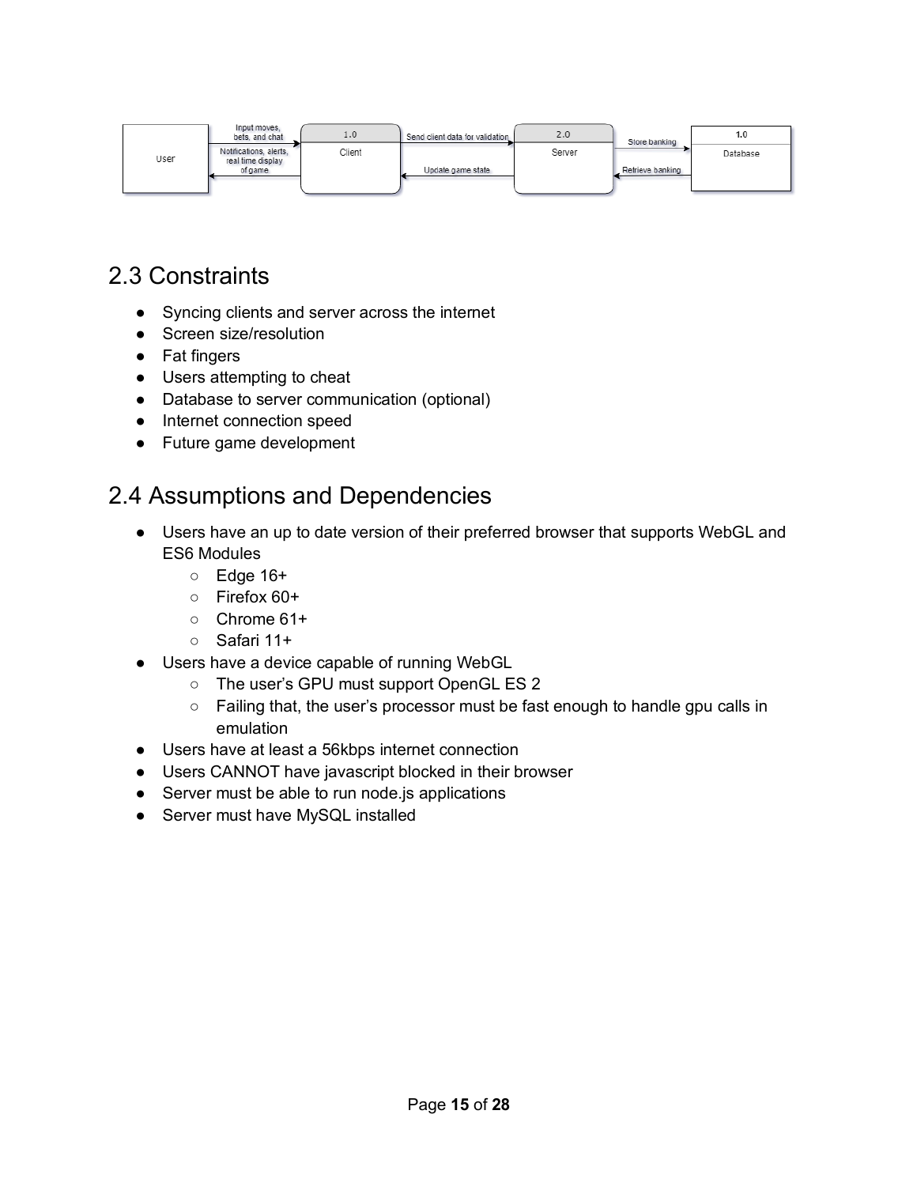## 2.3 Constraints

- Syncing clients and server across the internet
- Screen size/resolution
- Fat fingers
- Users attempting to cheat
- Database to server communication (optional)
- Internet connection speed
- Future game development

## 2.4 Assumptions and Dependencies

- Users have an up to date version of their preferred browser that supports WebGL and ES6 Modules
  - Edge 16+
  - Firefox 60+
  - Chrome 61+
  - Safari 11+
- Users have a device capable of running WebGL
  - The user's GPU must support OpenGL ES 2
  - Failing that, the user's processor must be fast enough to handle gpu calls in emulation
- Users have at least a 56kbps internet connection
- Users CANNOT have javascript blocked in their browser
- Server must be able to run node.js applications
- Server must have MySQL installed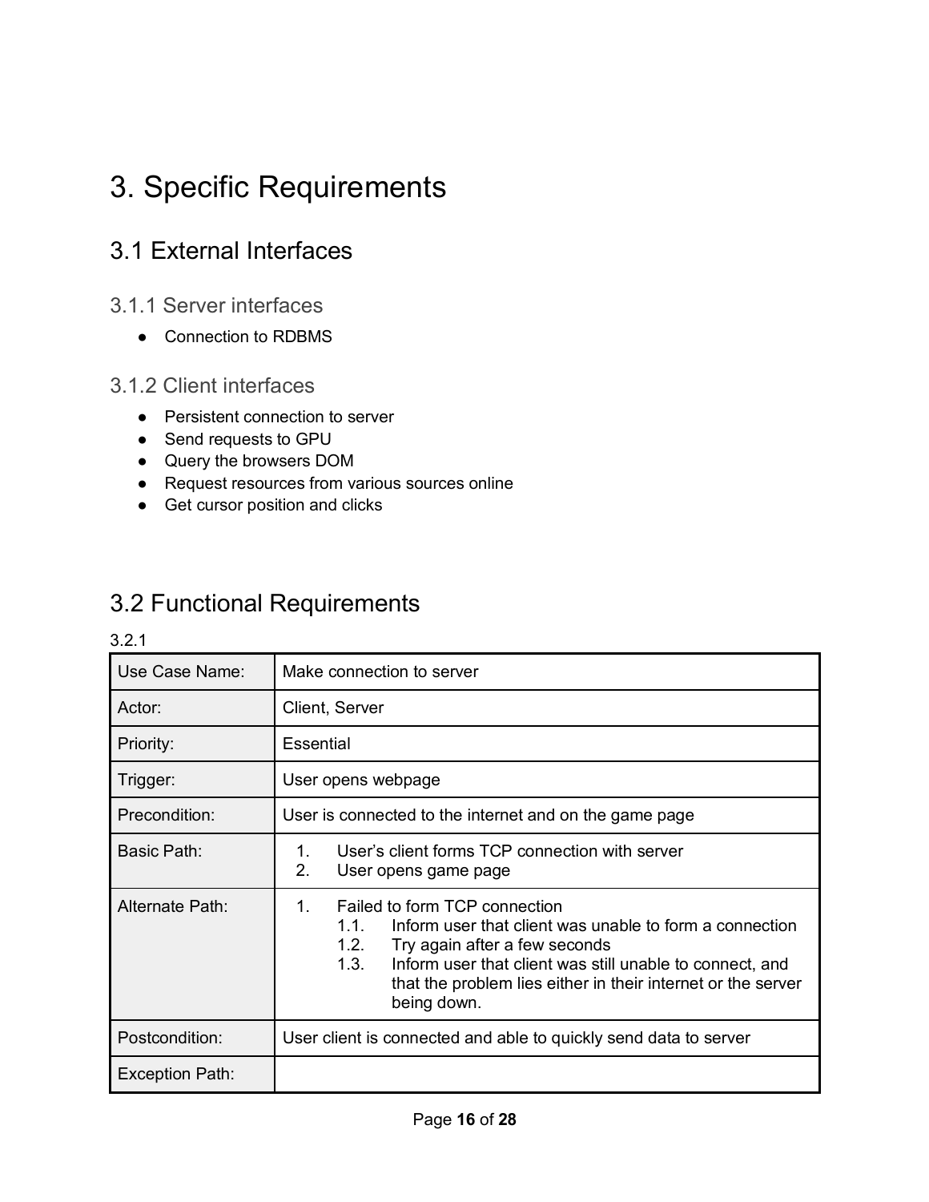# 3. Specific Requirements

## 3.1 External Interfaces

### 3.1.1 Server interfaces

- Connection to RDBMS

### 3.1.2 Client interfaces

- Persistent connection to server
- Send requests to GPU
- Query the browsers DOM
- Request resources from various sources online
- Get cursor position and clicks

## 3.2 Functional Requirements

3.2.1

| Use Case Name: | Make connection to server |
| --- | --- |
| Actor: | Client, Server |
| Priority: | Essential |
| Trigger: | User opens webpage |
| Precondition: | User is connected to the internet and on the game page |
| Basic Path: | 1. User's client forms TCP connection with server<br>2. User opens game page |
| Alternate Path: | 1. Failed to form TCP connection<br>1.1. Inform user that client was unable to form a connection<br>1.2. Try again after a few seconds<br>1.3. Inform user that client was still unable to connect, and that the problem lies either in their internet or the server being down. |
| Postcondition: | User client is connected and able to quickly send data to server |
| Exception Path: | |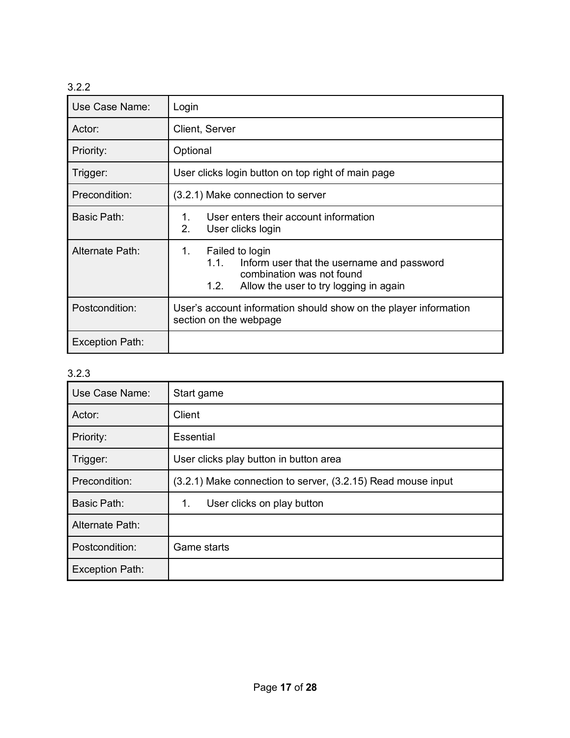3.2.2

| Use Case Name: | Login |
|---|---|
| Actor: | Client, Server |
| Priority: | Optional |
| Trigger: | User clicks login button on top right of main page |
| Precondition: | (3.2.1) Make connection to server |
| Basic Path: | 1. User enters their account information<br>2. User clicks login |
| Alternate Path: | 1. Failed to login<br>1.1. Inform user that the username and password combination was not found<br>1.2. Allow the user to try logging in again |
| Postcondition: | User's account information should show on the player information section on the webpage |
| Exception Path: | |

3.2.3

| Use Case Name: | Start game |
|---|---|
| Actor: | Client |
| Priority: | Essential |
| Trigger: | User clicks play button in button area |
| Precondition: | (3.2.1) Make connection to server, (3.2.15) Read mouse input |
| Basic Path: | 1. User clicks on play button |
| Alternate Path: | |
| Postcondition: | Game starts |
| Exception Path: | |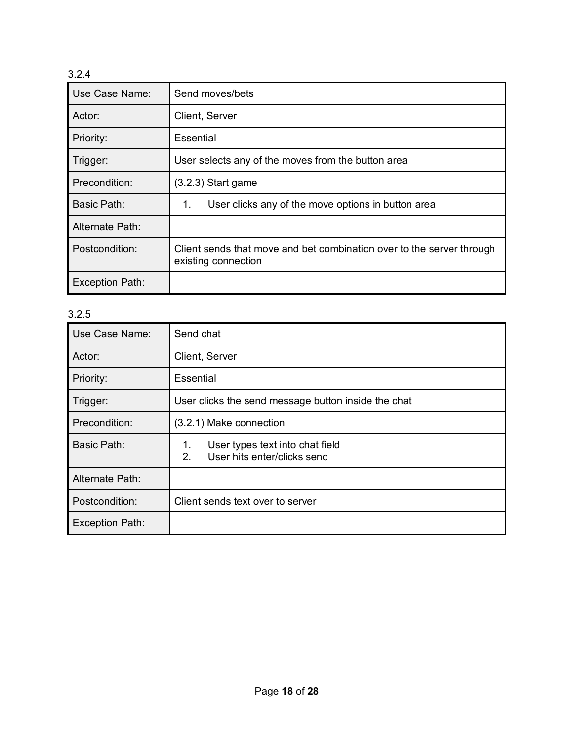3.2.4

| Use Case Name: | Send moves/bets |
|---|---|
| Actor: | Client, Server |
| Priority: | Essential |
| Trigger: | User selects any of the moves from the button area |
| Precondition: | (3.2.3) Start game |
| Basic Path: | 1. User clicks any of the move options in button area |
| Alternate Path: | |
| Postcondition: | Client sends that move and bet combination over to the server through existing connection |
| Exception Path: | |

3.2.5

| Use Case Name: | Send chat |
|---|---|
| Actor: | Client, Server |
| Priority: | Essential |
| Trigger: | User clicks the send message button inside the chat |
| Precondition: | (3.2.1) Make connection |
| Basic Path: | 1. User types text into chat field<br>2. User hits enter/clicks send |
| Alternate Path: | |
| Postcondition: | Client sends text over to server |
| Exception Path: | |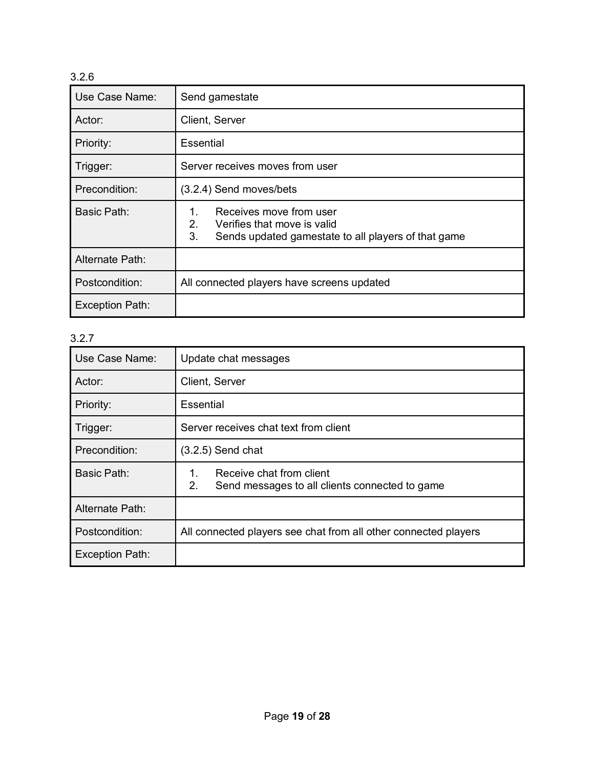3.2.6

| Use Case Name: | Send gamestate |
|---|---|
| Actor: | Client, Server |
| Priority: | Essential |
| Trigger: | Server receives moves from user |
| Precondition: | (3.2.4) Send moves/bets |
| Basic Path: | 1. Receives move from user<br>2. Verifies that move is valid<br>3. Sends updated gamestate to all players of that game |
| Alternate Path: | |
| Postcondition: | All connected players have screens updated |
| Exception Path: | |

3.2.7

| Use Case Name: | Update chat messages |
|---|---|
| Actor: | Client, Server |
| Priority: | Essential |
| Trigger: | Server receives chat text from client |
| Precondition: | (3.2.5) Send chat |
| Basic Path: | 1. Receive chat from client<br>2. Send messages to all clients connected to game |
| Alternate Path: | |
| Postcondition: | All connected players see chat from all other connected players |
| Exception Path: | |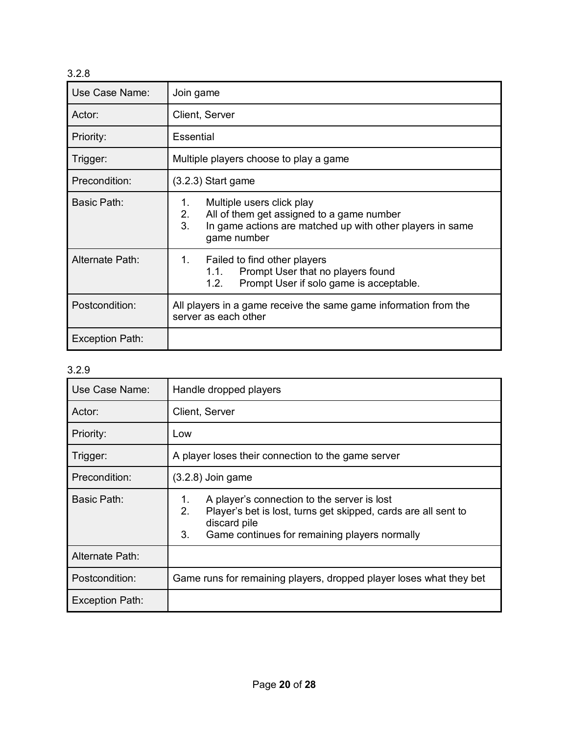3.2.8

| Use Case Name: | Join game |
|---|---|
| Actor: | Client, Server |
| Priority: | Essential |
| Trigger: | Multiple players choose to play a game |
| Precondition: | (3.2.3) Start game |
| Basic Path: | 1. Multiple users click play<br>2. All of them get assigned to a game number<br>3. In game actions are matched up with other players in same game number |
| Alternate Path: | 1. Failed to find other players<br>1.1. Prompt User that no players found<br>1.2. Prompt User if solo game is acceptable. |
| Postcondition: | All players in a game receive the same game information from the server as each other |
| Exception Path: | |

3.2.9

| Use Case Name: | Handle dropped players |
|---|---|
| Actor: | Client, Server |
| Priority: | Low |
| Trigger: | A player loses their connection to the game server |
| Precondition: | (3.2.8) Join game |
| Basic Path: | 1. A player's connection to the server is lost<br>2. Player's bet is lost, turns get skipped, cards are all sent to discard pile<br>3. Game continues for remaining players normally |
| Alternate Path: | |
| Postcondition: | Game runs for remaining players, dropped player loses what they bet |
| Exception Path: | |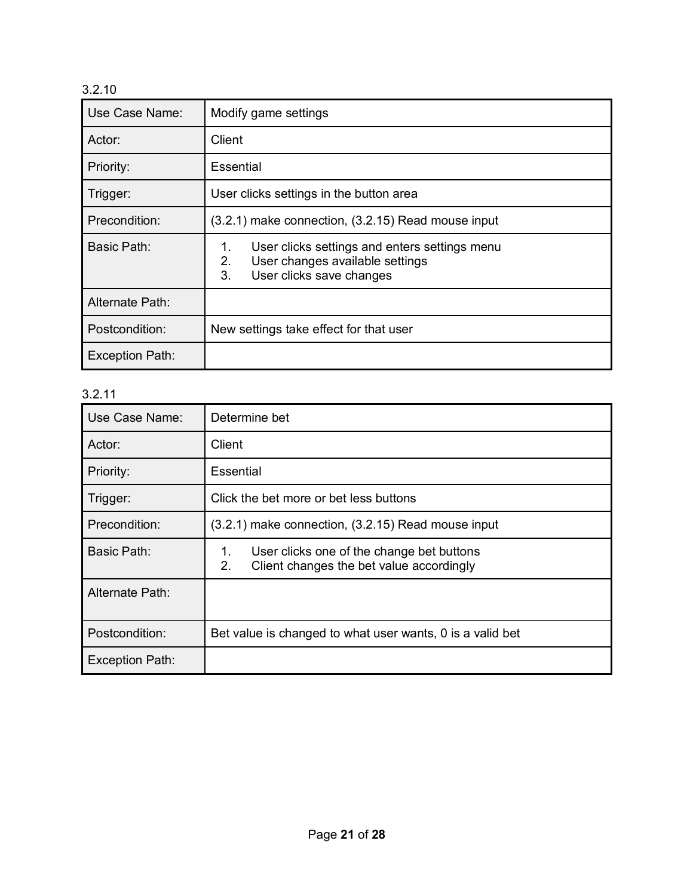3.2.10

| Use Case Name: | Modify game settings |
|---|---|
| Actor: | Client |
| Priority: | Essential |
| Trigger: | User clicks settings in the button area |
| Precondition: | (3.2.1) make connection, (3.2.15) Read mouse input |
| Basic Path: | 1. User clicks settings and enters settings menu<br>2. User changes available settings<br>3. User clicks save changes |
| Alternate Path: | |
| Postcondition: | New settings take effect for that user |
| Exception Path: | |

3.2.11

| Use Case Name: | Determine bet |
|---|---|
| Actor: | Client |
| Priority: | Essential |
| Trigger: | Click the bet more or bet less buttons |
| Precondition: | (3.2.1) make connection, (3.2.15) Read mouse input |
| Basic Path: | 1. User clicks one of the change bet buttons<br>2. Client changes the bet value accordingly |
| Alternate Path: | |
| Postcondition: | Bet value is changed to what user wants, 0 is a valid bet |
| Exception Path: | |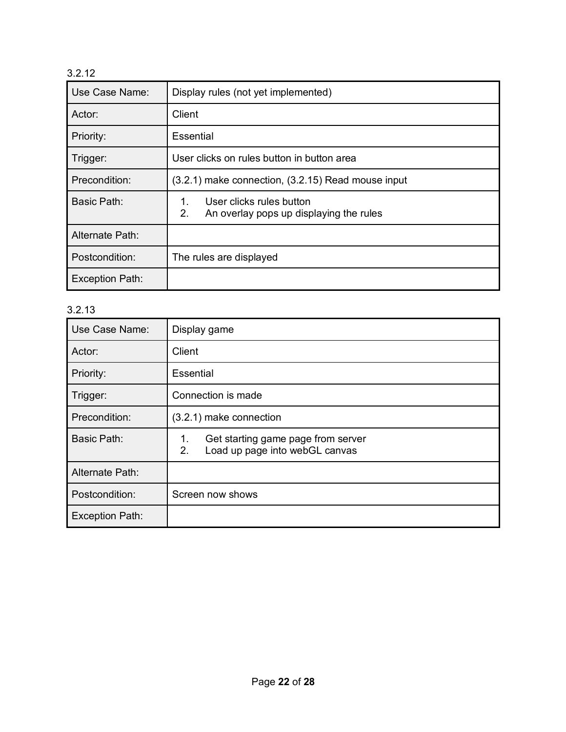3.2.12

| Use Case Name: | Display rules (not yet implemented) |
|---|---|
| Actor: | Client |
| Priority: | Essential |
| Trigger: | User clicks on rules button in button area |
| Precondition: | (3.2.1) make connection, (3.2.15) Read mouse input |
| Basic Path: | 1. User clicks rules button<br>2. An overlay pops up displaying the rules |
| Alternate Path: | |
| Postcondition: | The rules are displayed |
| Exception Path: | |

3.2.13

| Use Case Name: | Display game |
|---|---|
| Actor: | Client |
| Priority: | Essential |
| Trigger: | Connection is made |
| Precondition: | (3.2.1) make connection |
| Basic Path: | 1. Get starting game page from server<br>2. Load up page into webGL canvas |
| Alternate Path: | |
| Postcondition: | Screen now shows |
| Exception Path: | |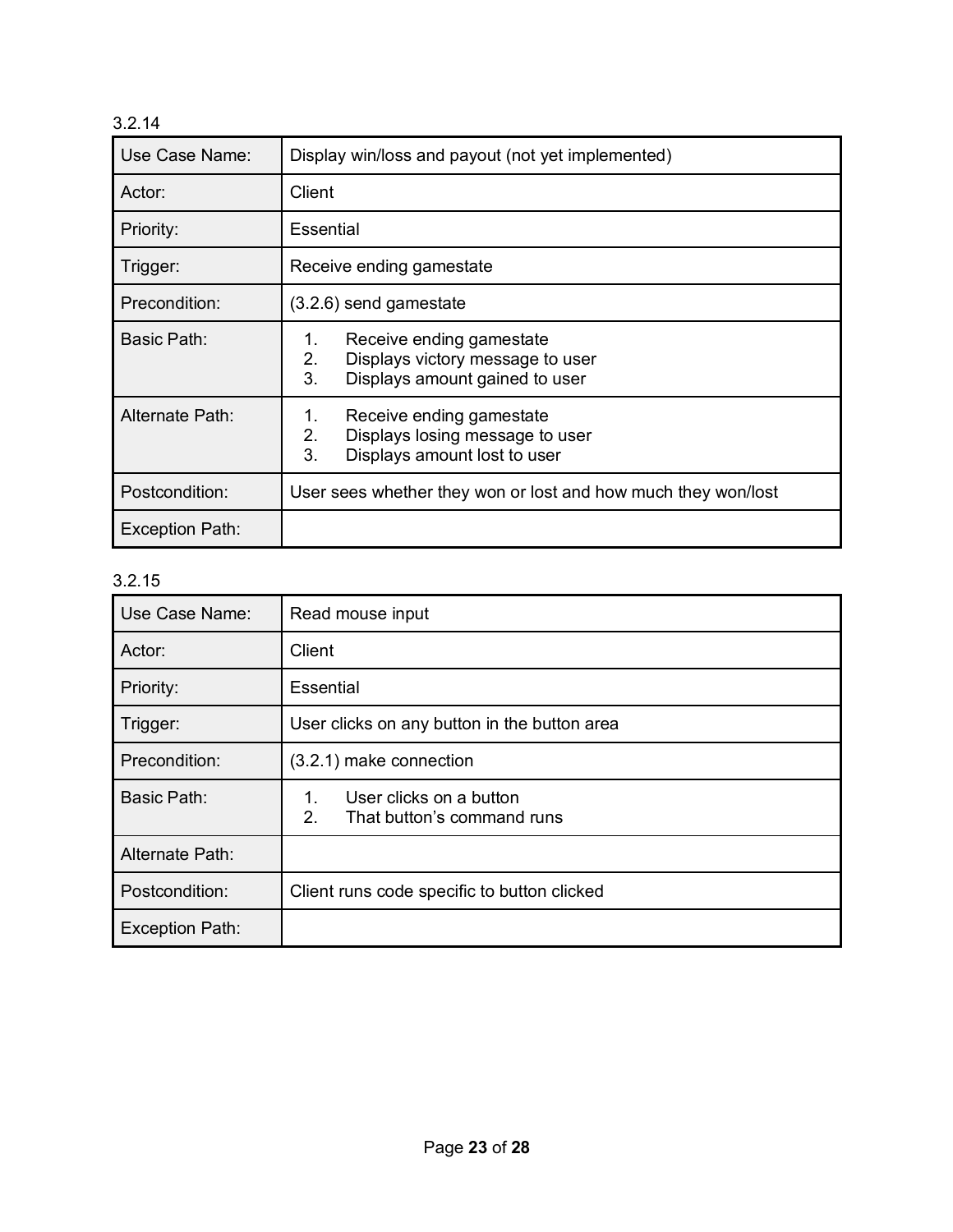3.2.14

| Use Case Name: | Display win/loss and payout (not yet implemented) |
|---|---|
| Actor: | Client |
| Priority: | Essential |
| Trigger: | Receive ending gamestate |
| Precondition: | (3.2.6) send gamestate |
| Basic Path: | 1. Receive ending gamestate<br>2. Displays victory message to user<br>3. Displays amount gained to user |
| Alternate Path: | 1. Receive ending gamestate<br>2. Displays losing message to user<br>3. Displays amount lost to user |
| Postcondition: | User sees whether they won or lost and how much they won/lost |
| Exception Path: | |

3.2.15

| Use Case Name: | Read mouse input |
|---|---|
| Actor: | Client |
| Priority: | Essential |
| Trigger: | User clicks on any button in the button area |
| Precondition: | (3.2.1) make connection |
| Basic Path: | 1. User clicks on a button<br>2. That button's command runs |
| Alternate Path: | |
| Postcondition: | Client runs code specific to button clicked |
| Exception Path: | |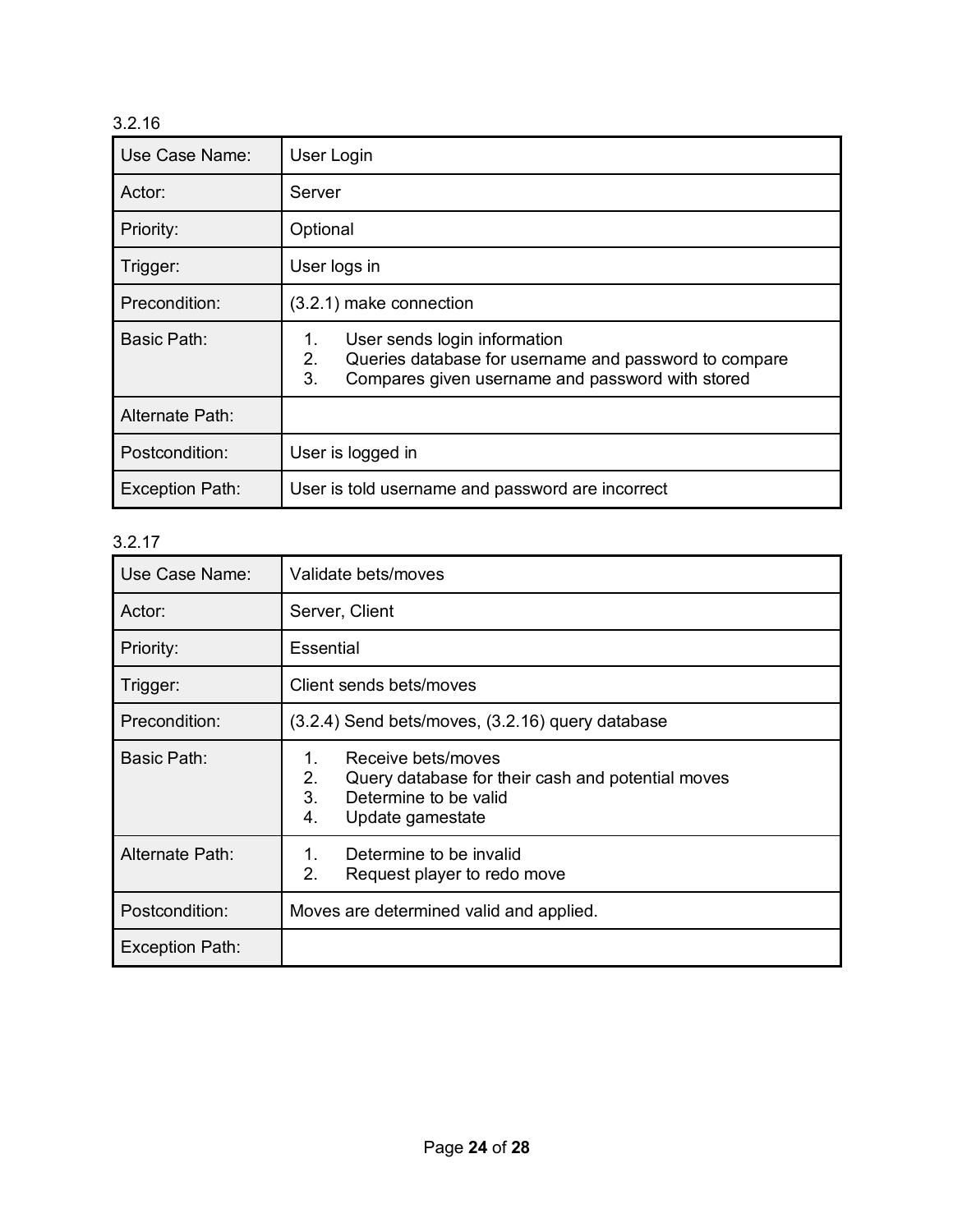3.2.16

| Use Case Name: | User Login |
| --- | --- |
| Actor: | Server |
| Priority: | Optional |
| Trigger: | User logs in |
| Precondition: | (3.2.1) make connection |
| Basic Path: | 1. User sends login information<br>2. Queries database for username and password to compare<br>3. Compares given username and password with stored |
| Alternate Path: | |
| Postcondition: | User is logged in |
| Exception Path: | User is told username and password are incorrect |

3.2.17

| Use Case Name: | Validate bets/moves |
| --- | --- |
| Actor: | Server, Client |
| Priority: | Essential |
| Trigger: | Client sends bets/moves |
| Precondition: | (3.2.4) Send bets/moves, (3.2.16) query database |
| Basic Path: | 1. Receive bets/moves<br>2. Query database for their cash and potential moves<br>3. Determine to be valid<br>4. Update gamestate |
| Alternate Path: | 1. Determine to be invalid<br>2. Request player to redo move |
| Postcondition: | Moves are determined valid and applied. |
| Exception Path: | |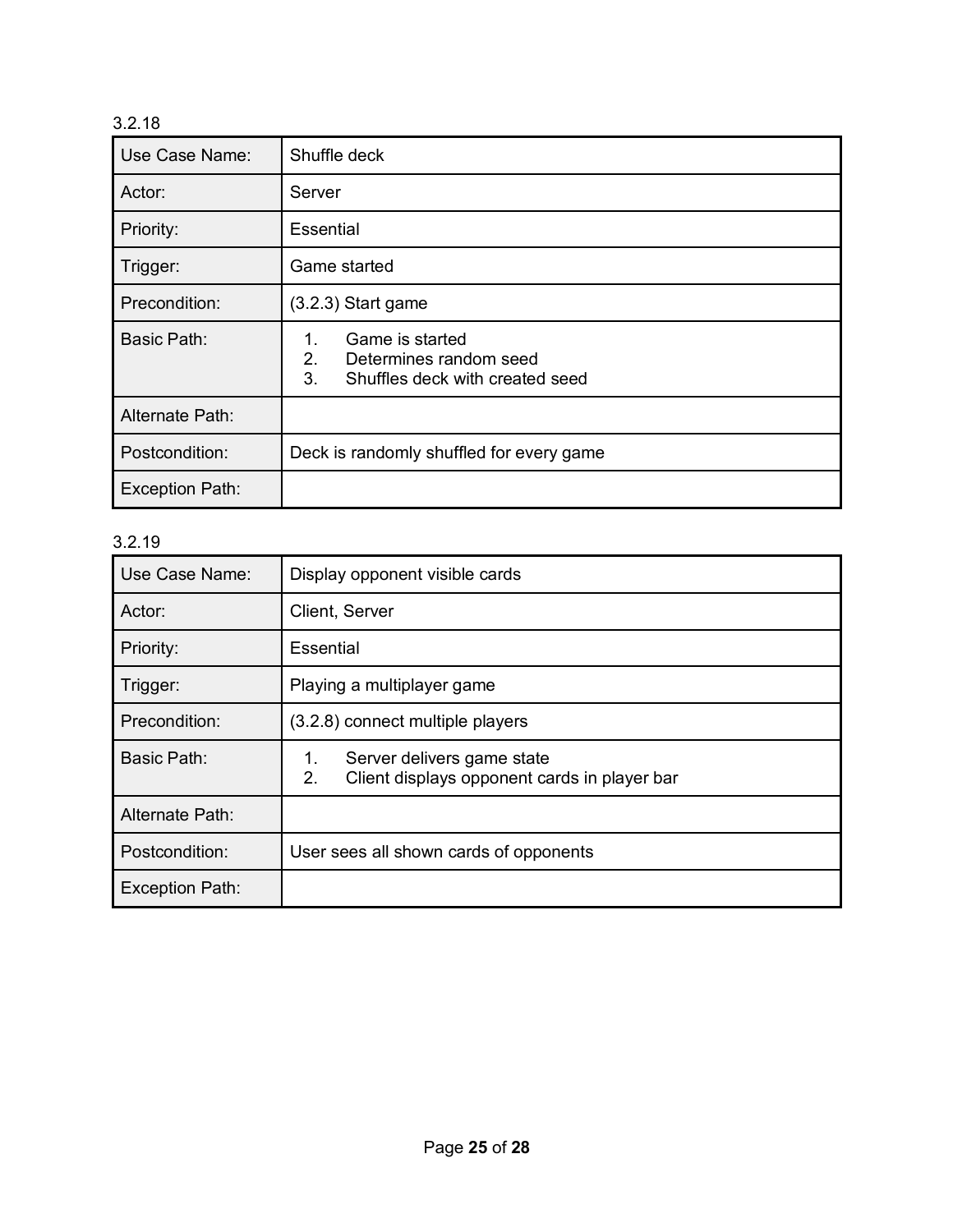3.2.18

| Use Case Name: | Shuffle deck |
|---|---|
| Actor: | Server |
| Priority: | Essential |
| Trigger: | Game started |
| Precondition: | (3.2.3) Start game |
| Basic Path: | 1. Game is started<br>2. Determines random seed<br>3. Shuffles deck with created seed |
| Alternate Path: | |
| Postcondition: | Deck is randomly shuffled for every game |
| Exception Path: | |

3.2.19

| Use Case Name: | Display opponent visible cards |
|---|---|
| Actor: | Client, Server |
| Priority: | Essential |
| Trigger: | Playing a multiplayer game |
| Precondition: | (3.2.8) connect multiple players |
| Basic Path: | 1. Server delivers game state<br>2. Client displays opponent cards in player bar |
| Alternate Path: | |
| Postcondition: | User sees all shown cards of opponents |
| Exception Path: | |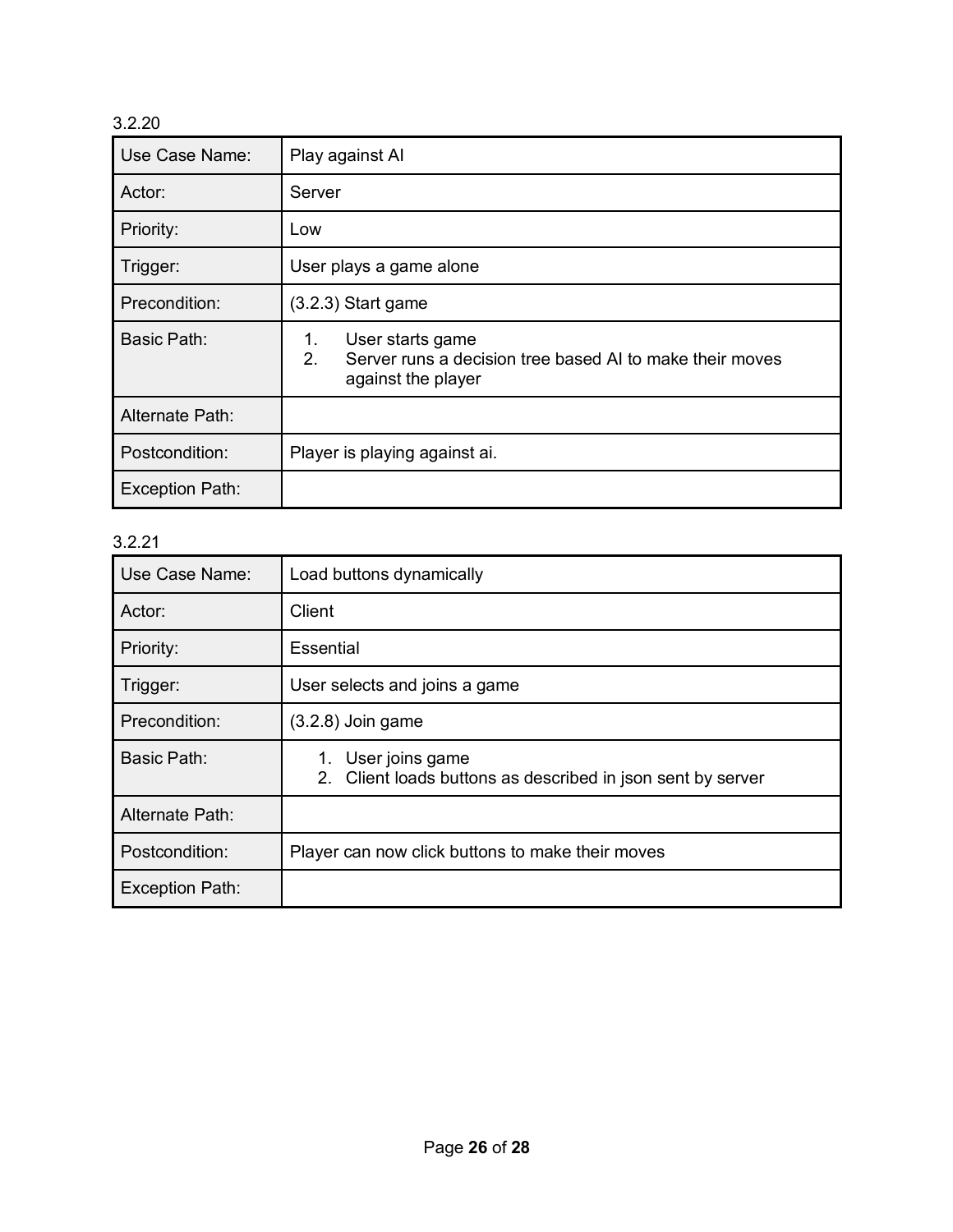3.2.20

| Use Case Name: | Play against AI |
| --- | --- |
| Actor: | Server |
| Priority: | Low |
| Trigger: | User plays a game alone |
| Precondition: | (3.2.3) Start game |
| Basic Path: | 1. User starts game<br>2. Server runs a decision tree based AI to make their moves against the player |
| Alternate Path: | |
| Postcondition: | Player is playing against ai. |
| Exception Path: | |

3.2.21

| Use Case Name: | Load buttons dynamically |
| --- | --- |
| Actor: | Client |
| Priority: | Essential |
| Trigger: | User selects and joins a game |
| Precondition: | (3.2.8) Join game |
| Basic Path: | 1. User joins game<br>2. Client loads buttons as described in json sent by server |
| Alternate Path: | |
| Postcondition: | Player can now click buttons to make their moves |
| Exception Path: | |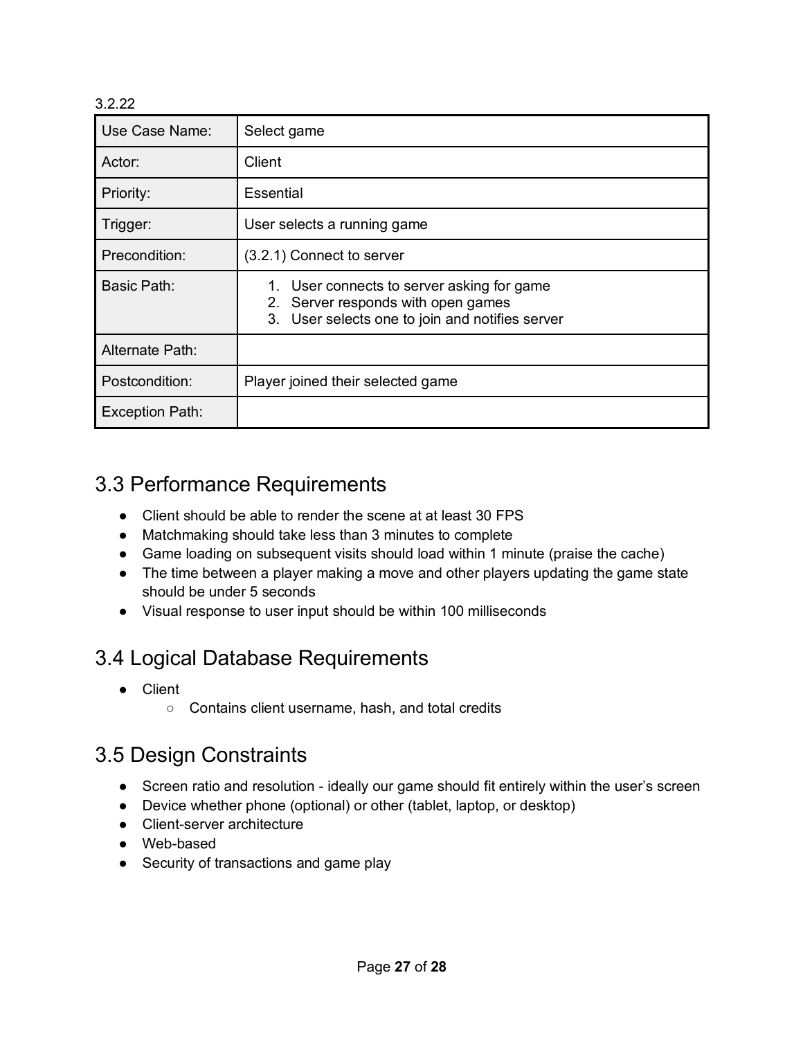3.2.22

| Use Case Name: | Select game |
|---|---|
| Actor: | Client |
| Priority: | Essential |
| Trigger: | User selects a running game |
| Precondition: | (3.2.1) Connect to server |
| Basic Path: | 1. User connects to server asking for game<br>2. Server responds with open games<br>3. User selects one to join and notifies server |
| Alternate Path: | |
| Postcondition: | Player joined their selected game |
| Exception Path: | |

## 3.3 Performance Requirements

- Client should be able to render the scene at at least 30 FPS
- Matchmaking should take less than 3 minutes to complete
- Game loading on subsequent visits should load within 1 minute (praise the cache)
- The time between a player making a move and other players updating the game state should be under 5 seconds
- Visual response to user input should be within 100 milliseconds

## 3.4 Logical Database Requirements

- Client
  - Contains client username, hash, and total credits

## 3.5 Design Constraints

- Screen ratio and resolution - ideally our game should fit entirely within the user's screen
- Device whether phone (optional) or other (tablet, laptop, or desktop)
- Client-server architecture
- Web-based
- Security of transactions and game play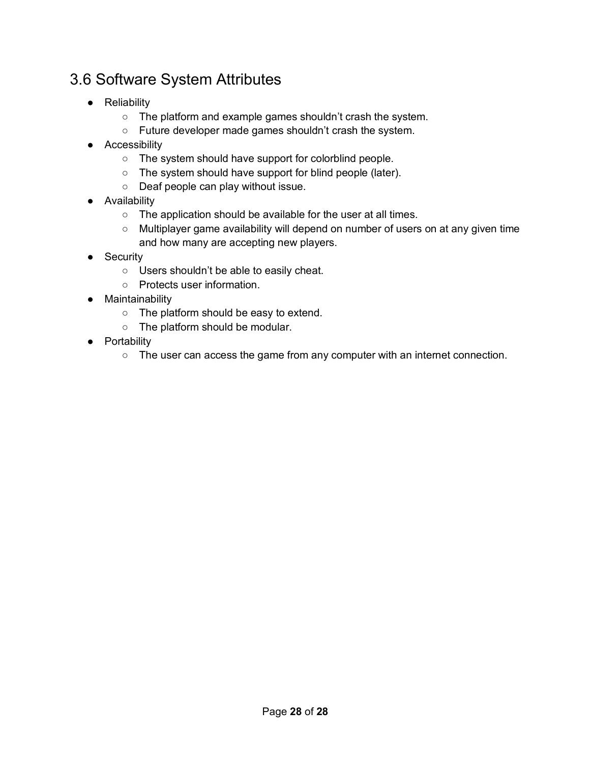## 3.6 Software System Attributes

- Reliability
  - The platform and example games shouldn’t crash the system.
  - Future developer made games shouldn’t crash the system.
- Accessibility
  - The system should have support for colorblind people.
  - The system should have support for blind people (later).
  - Deaf people can play without issue.
- Availability
  - The application should be available for the user at all times.
  - Multiplayer game availability will depend on number of users on at any given time and how many are accepting new players.
- Security
  - Users shouldn’t be able to easily cheat.
  - Protects user information.
- Maintainability
  - The platform should be easy to extend.
  - The platform should be modular.
- Portability
  - The user can access the game from any computer with an internet connection.